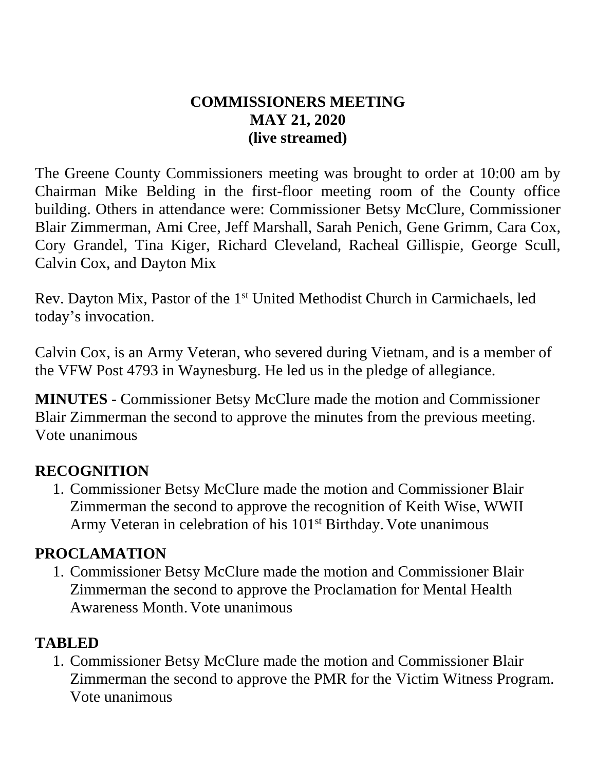# COMMISSIONERS MEETING
# MAY 21, 2020
# (live streamed)

The Greene County Commissioners meeting was brought to order at 10:00 am by Chairman Mike Belding in the first-floor meeting room of the County office building. Others in attendance were: Commissioner Betsy McClure, Commissioner Blair Zimmerman, Ami Cree, Jeff Marshall, Sarah Penich, Gene Grimm, Cara Cox, Cory Grandel, Tina Kiger, Richard Cleveland, Racheal Gillispie, George Scull, Calvin Cox, and Dayton Mix

Rev. Dayton Mix, Pastor of the 1st United Methodist Church in Carmichaels, led today's invocation.

Calvin Cox, is an Army Veteran, who severed during Vietnam, and is a member of the VFW Post 4793 in Waynesburg. He led us in the pledge of allegiance.

**MINUTES** - Commissioner Betsy McClure made the motion and Commissioner Blair Zimmerman the second to approve the minutes from the previous meeting. Vote unanimous

## RECOGNITION

1. Commissioner Betsy McClure made the motion and Commissioner Blair Zimmerman the second to approve the recognition of Keith Wise, WWII Army Veteran in celebration of his 101st Birthday. Vote unanimous

## PROCLAMATION

1. Commissioner Betsy McClure made the motion and Commissioner Blair Zimmerman the second to approve the Proclamation for Mental Health Awareness Month. Vote unanimous

## TABLED

1. Commissioner Betsy McClure made the motion and Commissioner Blair Zimmerman the second to approve the PMR for the Victim Witness Program. Vote unanimous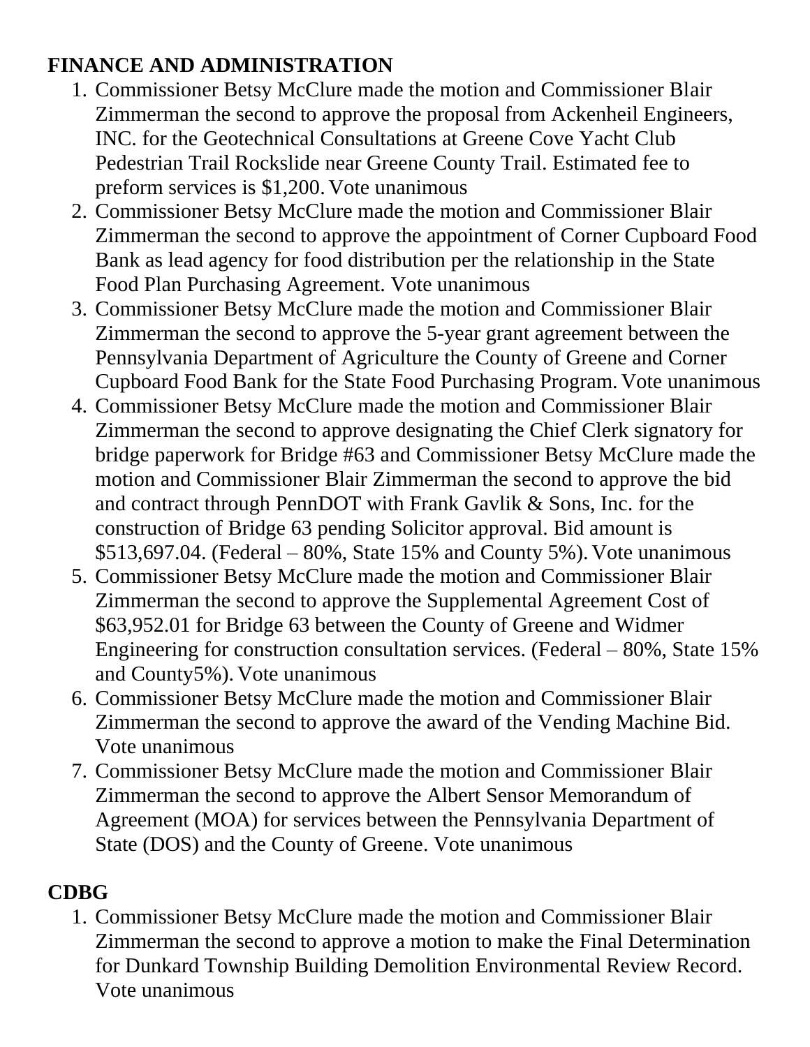## FINANCE AND ADMINISTRATION

1. Commissioner Betsy McClure made the motion and Commissioner Blair Zimmerman the second to approve the proposal from Ackenheil Engineers, INC. for the Geotechnical Consultations at Greene Cove Yacht Club Pedestrian Trail Rockslide near Greene County Trail. Estimated fee to preform services is $1,200. Vote unanimous
2. Commissioner Betsy McClure made the motion and Commissioner Blair Zimmerman the second to approve the appointment of Corner Cupboard Food Bank as lead agency for food distribution per the relationship in the State Food Plan Purchasing Agreement. Vote unanimous
3. Commissioner Betsy McClure made the motion and Commissioner Blair Zimmerman the second to approve the 5-year grant agreement between the Pennsylvania Department of Agriculture the County of Greene and Corner Cupboard Food Bank for the State Food Purchasing Program. Vote unanimous
4. Commissioner Betsy McClure made the motion and Commissioner Blair Zimmerman the second to approve designating the Chief Clerk signatory for bridge paperwork for Bridge #63 and Commissioner Betsy McClure made the motion and Commissioner Blair Zimmerman the second to approve the bid and contract through PennDOT with Frank Gavlik & Sons, Inc. for the construction of Bridge 63 pending Solicitor approval. Bid amount is $513,697.04. (Federal – 80%, State 15% and County 5%). Vote unanimous
5. Commissioner Betsy McClure made the motion and Commissioner Blair Zimmerman the second to approve the Supplemental Agreement Cost of $63,952.01 for Bridge 63 between the County of Greene and Widmer Engineering for construction consultation services. (Federal – 80%, State 15% and County5%). Vote unanimous
6. Commissioner Betsy McClure made the motion and Commissioner Blair Zimmerman the second to approve the award of the Vending Machine Bid. Vote unanimous
7. Commissioner Betsy McClure made the motion and Commissioner Blair Zimmerman the second to approve the Albert Sensor Memorandum of Agreement (MOA) for services between the Pennsylvania Department of State (DOS) and the County of Greene. Vote unanimous

## CDBG

1. Commissioner Betsy McClure made the motion and Commissioner Blair Zimmerman the second to approve a motion to make the Final Determination for Dunkard Township Building Demolition Environmental Review Record. Vote unanimous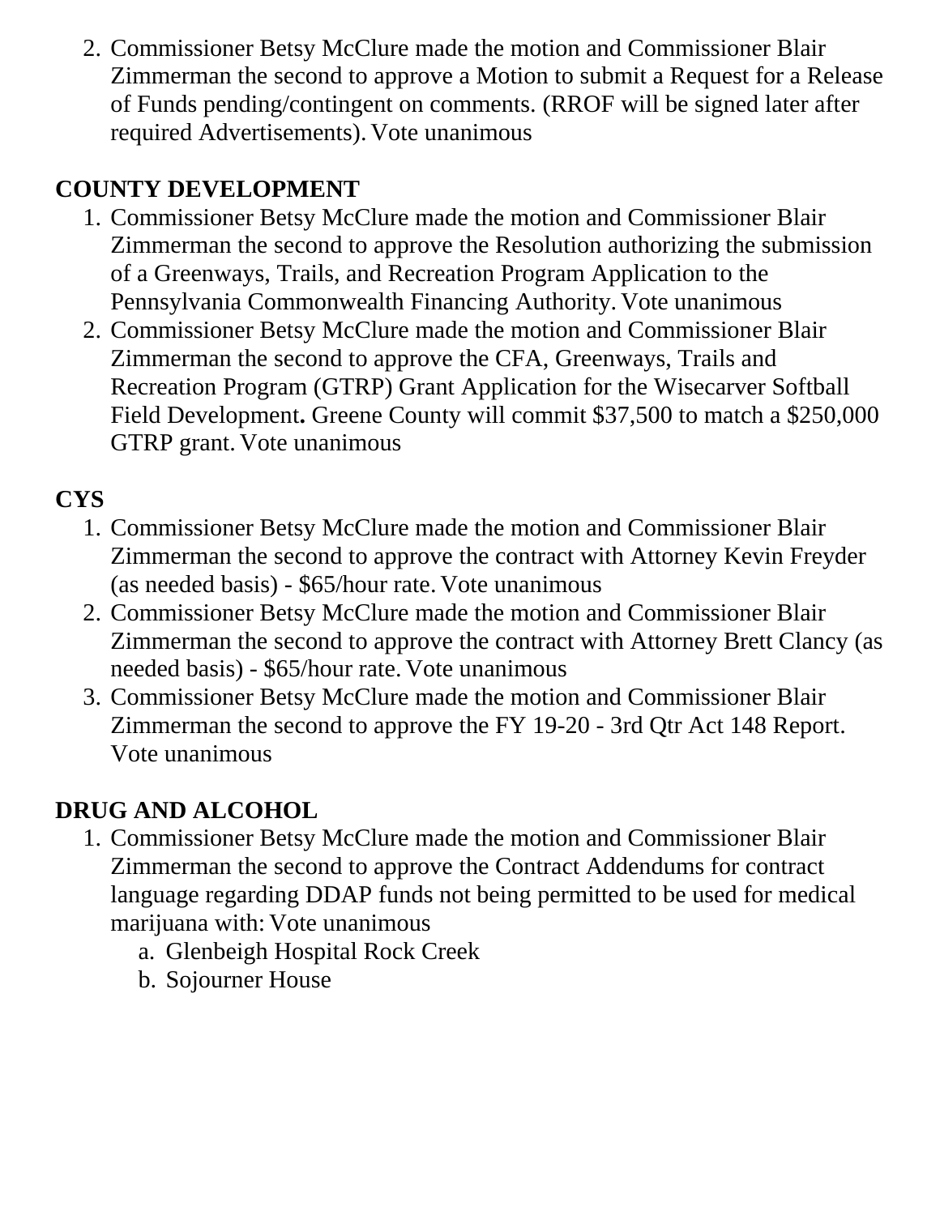2. Commissioner Betsy McClure made the motion and Commissioner Blair Zimmerman the second to approve a Motion to submit a Request for a Release of Funds pending/contingent on comments. (RROF will be signed later after required Advertisements). Vote unanimous

**COUNTY DEVELOPMENT**

1. Commissioner Betsy McClure made the motion and Commissioner Blair Zimmerman the second to approve the Resolution authorizing the submission of a Greenways, Trails, and Recreation Program Application to the Pennsylvania Commonwealth Financing Authority. Vote unanimous
2. Commissioner Betsy McClure made the motion and Commissioner Blair Zimmerman the second to approve the CFA, Greenways, Trails and Recreation Program (GTRP) Grant Application for the Wisecarver Softball Field Development**.** Greene County will commit $37,500 to match a $250,000 GTRP grant. Vote unanimous

**CYS**

1. Commissioner Betsy McClure made the motion and Commissioner Blair Zimmerman the second to approve the contract with Attorney Kevin Freyder (as needed basis) - $65/hour rate. Vote unanimous
2. Commissioner Betsy McClure made the motion and Commissioner Blair Zimmerman the second to approve the contract with Attorney Brett Clancy (as needed basis) - $65/hour rate. Vote unanimous
3. Commissioner Betsy McClure made the motion and Commissioner Blair Zimmerman the second to approve the FY 19-20 - 3rd Qtr Act 148 Report. Vote unanimous

**DRUG AND ALCOHOL**

1. Commissioner Betsy McClure made the motion and Commissioner Blair Zimmerman the second to approve the Contract Addendums for contract language regarding DDAP funds not being permitted to be used for medical marijuana with: Vote unanimous
    a. Glenbeigh Hospital Rock Creek
    b. Sojourner House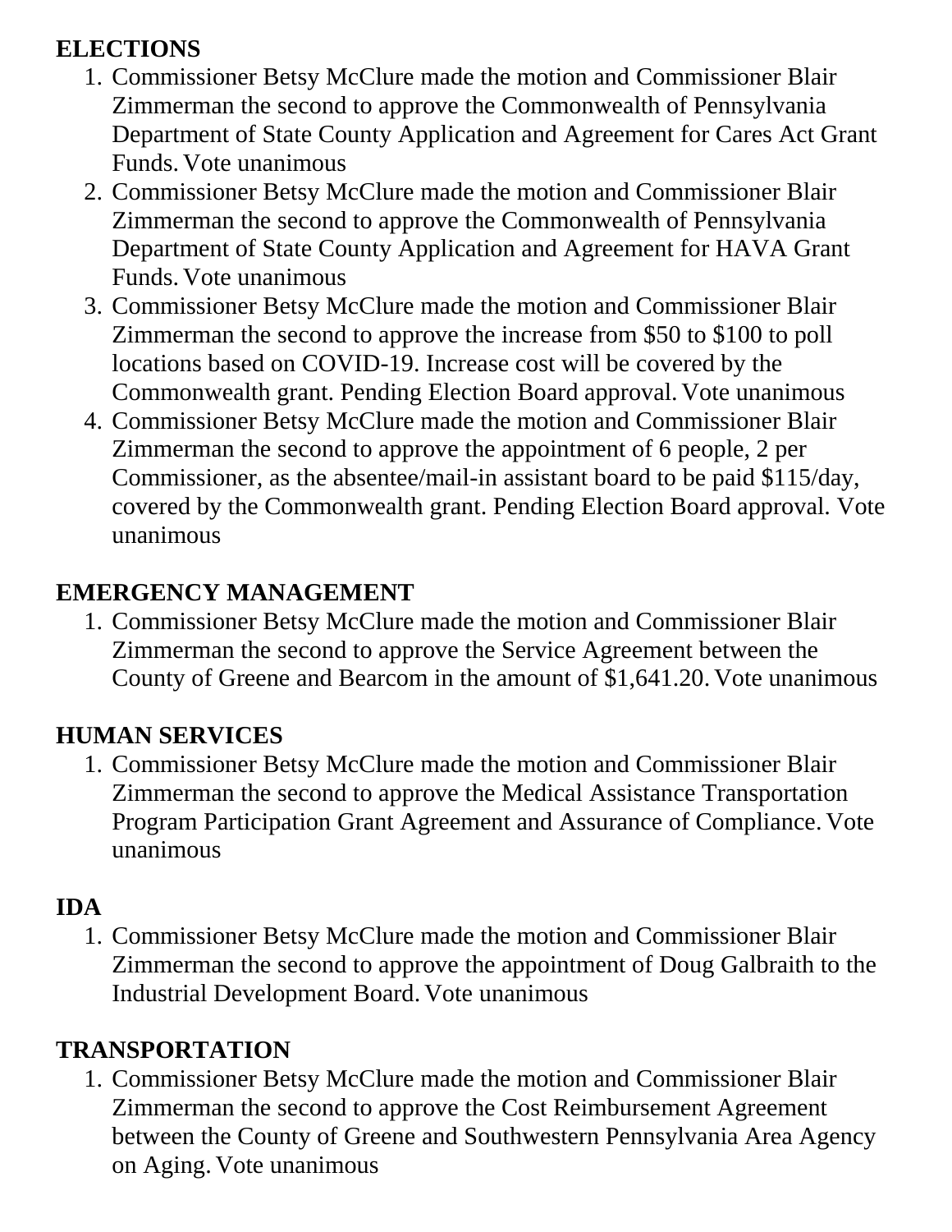## ELECTIONS

1. Commissioner Betsy McClure made the motion and Commissioner Blair Zimmerman the second to approve the Commonwealth of Pennsylvania Department of State County Application and Agreement for Cares Act Grant Funds. Vote unanimous
2. Commissioner Betsy McClure made the motion and Commissioner Blair Zimmerman the second to approve the Commonwealth of Pennsylvania Department of State County Application and Agreement for HAVA Grant Funds. Vote unanimous
3. Commissioner Betsy McClure made the motion and Commissioner Blair Zimmerman the second to approve the increase from $50 to $100 to poll locations based on COVID-19. Increase cost will be covered by the Commonwealth grant. Pending Election Board approval. Vote unanimous
4. Commissioner Betsy McClure made the motion and Commissioner Blair Zimmerman the second to approve the appointment of 6 people, 2 per Commissioner, as the absentee/mail-in assistant board to be paid $115/day, covered by the Commonwealth grant. Pending Election Board approval. Vote unanimous

## EMERGENCY MANAGEMENT

1. Commissioner Betsy McClure made the motion and Commissioner Blair Zimmerman the second to approve the Service Agreement between the County of Greene and Bearcom in the amount of $1,641.20. Vote unanimous

## HUMAN SERVICES

1. Commissioner Betsy McClure made the motion and Commissioner Blair Zimmerman the second to approve the Medical Assistance Transportation Program Participation Grant Agreement and Assurance of Compliance. Vote unanimous

## IDA

1. Commissioner Betsy McClure made the motion and Commissioner Blair Zimmerman the second to approve the appointment of Doug Galbraith to the Industrial Development Board. Vote unanimous

## TRANSPORTATION

1. Commissioner Betsy McClure made the motion and Commissioner Blair Zimmerman the second to approve the Cost Reimbursement Agreement between the County of Greene and Southwestern Pennsylvania Area Agency on Aging. Vote unanimous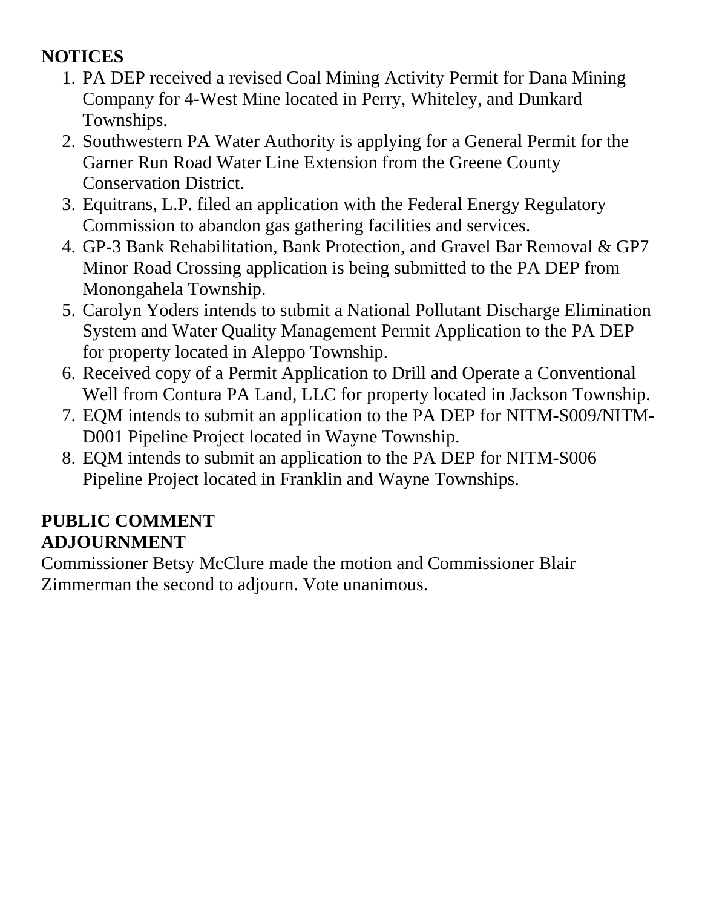**NOTICES**

1. PA DEP received a revised Coal Mining Activity Permit for Dana Mining Company for 4-West Mine located in Perry, Whiteley, and Dunkard Townships.
2. Southwestern PA Water Authority is applying for a General Permit for the Garner Run Road Water Line Extension from the Greene County Conservation District.
3. Equitrans, L.P. filed an application with the Federal Energy Regulatory Commission to abandon gas gathering facilities and services.
4. GP-3 Bank Rehabilitation, Bank Protection, and Gravel Bar Removal & GP7 Minor Road Crossing application is being submitted to the PA DEP from Monongahela Township.
5. Carolyn Yoders intends to submit a National Pollutant Discharge Elimination System and Water Quality Management Permit Application to the PA DEP for property located in Aleppo Township.
6. Received copy of a Permit Application to Drill and Operate a Conventional Well from Contura PA Land, LLC for property located in Jackson Township.
7. EQM intends to submit an application to the PA DEP for NITM-S009/NITM-D001 Pipeline Project located in Wayne Township.
8. EQM intends to submit an application to the PA DEP for NITM-S006 Pipeline Project located in Franklin and Wayne Townships.

**PUBLIC COMMENT**

**ADJOURNMENT**

Commissioner Betsy McClure made the motion and Commissioner Blair Zimmerman the second to adjourn. Vote unanimous.